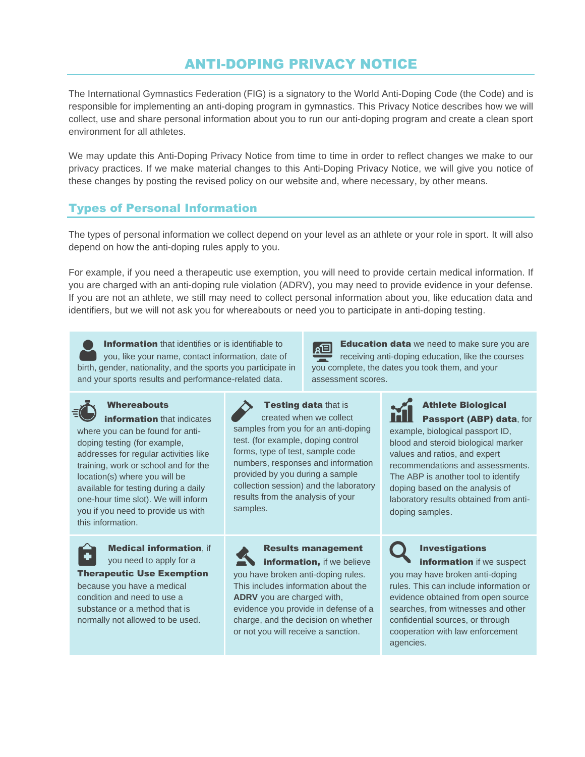# ANTI-DOPING PRIVACY NOTICE

The International Gymnastics Federation (FIG) is a signatory to the World Anti-Doping Code (the Code) and is responsible for implementing an anti-doping program in gymnastics. This Privacy Notice describes how we will collect, use and share personal information about you to run our anti-doping program and create a clean sport environment for all athletes.

We may update this Anti-Doping Privacy Notice from time to time in order to reflect changes we make to our privacy practices. If we make material changes to this Anti-Doping Privacy Notice, we will give you notice of these changes by posting the revised policy on our website and, where necessary, by other means.

## Types of Personal Information

The types of personal information we collect depend on your level as an athlete or your role in sport. It will also depend on how the anti-doping rules apply to you.

For example, if you need a therapeutic use exemption, you will need to provide certain medical information. If you are charged with an anti-doping rule violation (ADRV), you may need to provide evidence in your defense. If you are not an athlete, we still may need to collect personal information about you, like education data and identifiers, but we will not ask you for whereabouts or need you to participate in anti-doping testing.

**Information** that identifies or is identifiable to you, like your name, contact information, date of birth, gender, nationality, and the sports you participate in and your sports results and performance-related data.

**Education data** we need to make sure you are receiving anti-doping education, like the courses you complete, the dates you took them, and your assessment scores.

**Whereabouts information** that indicates where you can be found for anti-doping testing (for example, addresses for regular activities like training, work or school and for the location(s) where you will be available for testing during a daily one-hour time slot). We will inform you if you need to provide us with this information.

**Testing data** that is created when we collect samples from you for an anti-doping test. (for example, doping control forms, type of test, sample code numbers, responses and information provided by you during a sample collection session) and the laboratory results from the analysis of your samples.

**Athlete Biological Passport (ABP) data**, for example, biological passport ID, blood and steroid biological marker values and ratios, and expert recommendations and assessments. The ABP is another tool to identify doping based on the analysis of laboratory results obtained from anti-doping samples.

**Medical information**, if you need to apply for a **Therapeutic Use Exemption** because you have a medical condition and need to use a substance or a method that is normally not allowed to be used.

**Results management information,** if we believe you have broken anti-doping rules. This includes information about the **ADRV** you are charged with, evidence you provide in defense of a charge, and the decision on whether or not you will receive a sanction.

**Investigations information** if we suspect you may have broken anti-doping rules. This can include information or evidence obtained from open source searches, from witnesses and other confidential sources, or through cooperation with law enforcement agencies.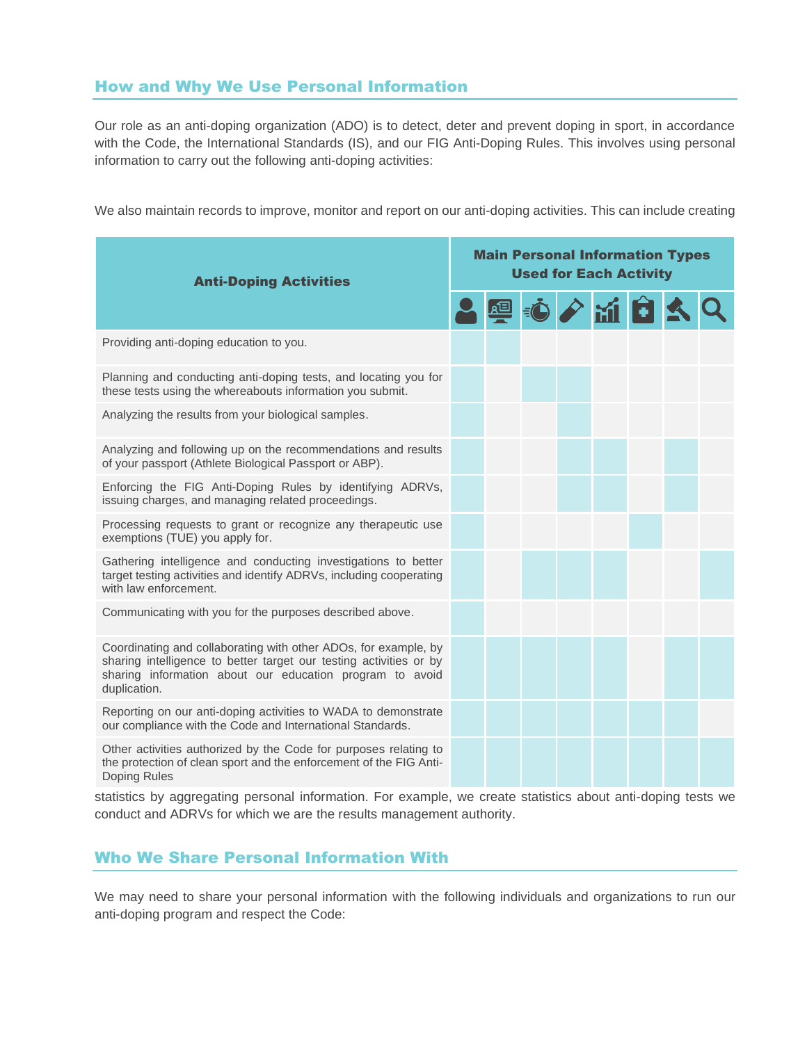## How and Why We Use Personal Information

Our role as an anti-doping organization (ADO) is to detect, deter and prevent doping in sport, in accordance with the Code, the International Standards (IS), and our FIG Anti-Doping Rules. This involves using personal information to carry out the following anti-doping activities:

| Anti-Doping Activities | Main Personal Information Types Used for Each Activity | | | | | | | |
|---|---|---|---|---|---|---|---|---|
| | [person icon] | [computer icon] | [stopwatch icon] | [test tube icon] | [chart icon] | [medical kit icon] | [gavel icon] | [magnifying glass icon] |
| Providing anti-doping education to you. | ✓ | ✓ | | | | | | |
| Planning and conducting anti-doping tests, and locating you for these tests using the whereabouts information you submit. | ✓ | | ✓ | ✓ | | | | |
| Analyzing the results from your biological samples. | ✓ | | | ✓ | | | | |
| Analyzing and following up on the recommendations and results of your passport (Athlete Biological Passport or ABP). | ✓ | | | ✓ | ✓ | | ✓ | |
| Enforcing the FIG Anti-Doping Rules by identifying ADRVs, issuing charges, and managing related proceedings. | ✓ | | | ✓ | ✓ | | ✓ | |
| Processing requests to grant or recognize any therapeutic use exemptions (TUE) you apply for. | ✓ | | | | | ✓ | | |
| Gathering intelligence and conducting investigations to better target testing activities and identify ADRVs, including cooperating with law enforcement. | ✓ | | ✓ | ✓ | ✓ | | | ✓ |
| Communicating with you for the purposes described above. | ✓ | | | | | | | |
| Coordinating and collaborating with other ADOs, for example, by sharing intelligence to better target our testing activities or by sharing information about our education program to avoid duplication. | ✓ | ✓ | ✓ | ✓ | ✓ | | ✓ | ✓ |
| Reporting on our anti-doping activities to WADA to demonstrate our compliance with the Code and International Standards. | ✓ | ✓ | ✓ | ✓ | ✓ | ✓ | ✓ | |
| Other activities authorized by the Code for purposes relating to the protection of clean sport and the enforcement of the FIG Anti-Doping Rules | ✓ | ✓ | ✓ | ✓ | ✓ | ✓ | ✓ | ✓ |

We also maintain records to improve, monitor and report on our anti-doping activities. This can include creating statistics by aggregating personal information. For example, we create statistics about anti-doping tests we conduct and ADRVs for which we are the results management authority.

## Who We Share Personal Information With

We may need to share your personal information with the following individuals and organizations to run our anti-doping program and respect the Code: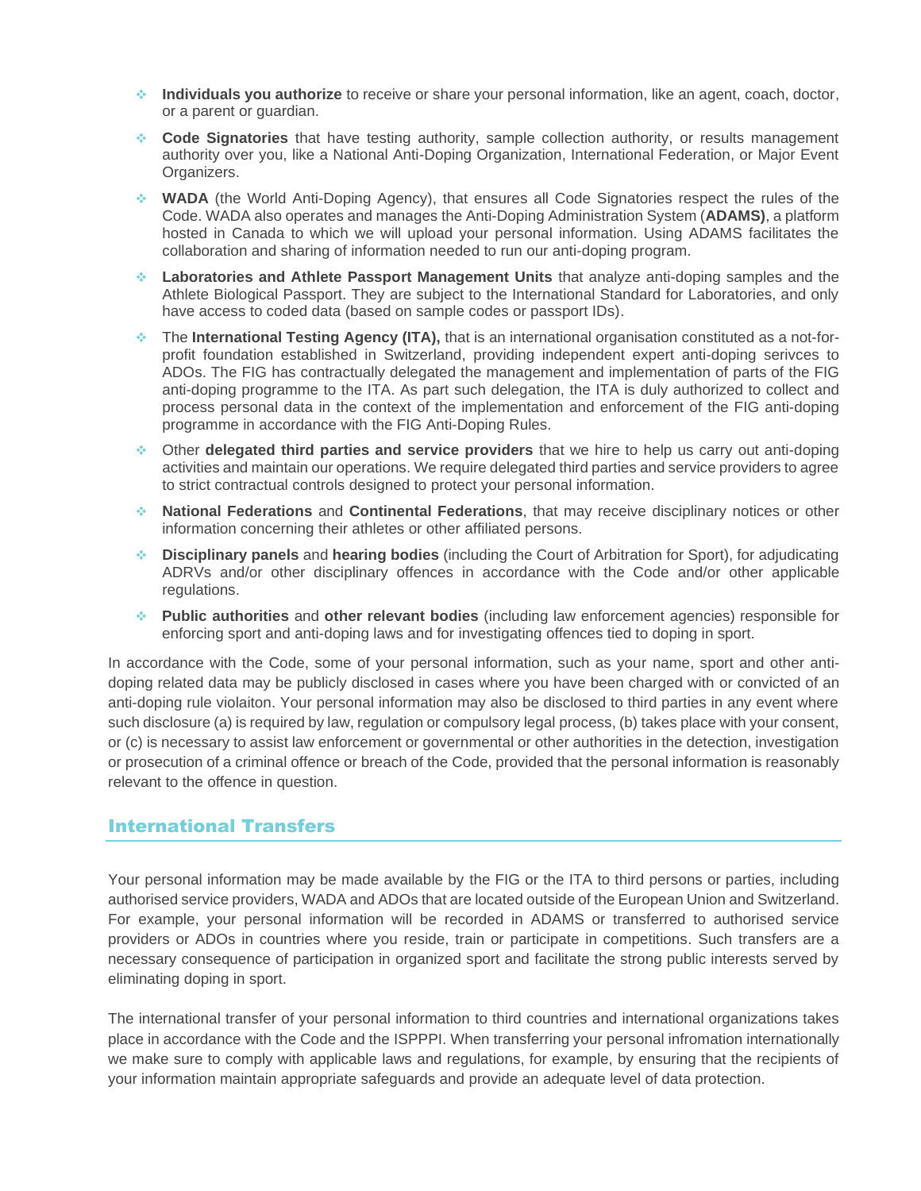- **Individuals you authorize** to receive or share your personal information, like an agent, coach, doctor, or a parent or guardian.
- **Code Signatories** that have testing authority, sample collection authority, or results management authority over you, like a National Anti-Doping Organization, International Federation, or Major Event Organizers.
- **WADA** (the World Anti-Doping Agency), that ensures all Code Signatories respect the rules of the Code. WADA also operates and manages the Anti-Doping Administration System (**ADAMS)**, a platform hosted in Canada to which we will upload your personal information. Using ADAMS facilitates the collaboration and sharing of information needed to run our anti-doping program.
- **Laboratories and Athlete Passport Management Units** that analyze anti-doping samples and the Athlete Biological Passport. They are subject to the International Standard for Laboratories, and only have access to coded data (based on sample codes or passport IDs).
- The **International Testing Agency (ITA),** that is an international organisation constituted as a not-for-profit foundation established in Switzerland, providing independent expert anti-doping serivces to ADOs. The FIG has contractually delegated the management and implementation of parts of the FIG anti-doping programme to the ITA. As part such delegation, the ITA is duly authorized to collect and process personal data in the context of the implementation and enforcement of the FIG anti-doping programme in accordance with the FIG Anti-Doping Rules.
- Other **delegated third parties and service providers** that we hire to help us carry out anti-doping activities and maintain our operations. We require delegated third parties and service providers to agree to strict contractual controls designed to protect your personal information.
- **National Federations** and **Continental Federations**, that may receive disciplinary notices or other information concerning their athletes or other affiliated persons.
- **Disciplinary panels** and **hearing bodies** (including the Court of Arbitration for Sport), for adjudicating ADRVs and/or other disciplinary offences in accordance with the Code and/or other applicable regulations.
- **Public authorities** and **other relevant bodies** (including law enforcement agencies) responsible for enforcing sport and anti-doping laws and for investigating offences tied to doping in sport.

In accordance with the Code, some of your personal information, such as your name, sport and other anti-doping related data may be publicly disclosed in cases where you have been charged with or convicted of an anti-doping rule violaiton. Your personal information may also be disclosed to third parties in any event where such disclosure (a) is required by law, regulation or compulsory legal process, (b) takes place with your consent, or (c) is necessary to assist law enforcement or governmental or other authorities in the detection, investigation or prosecution of a criminal offence or breach of the Code, provided that the personal information is reasonably relevant to the offence in question.

## International Transfers

Your personal information may be made available by the FIG or the ITA to third persons or parties, including authorised service providers, WADA and ADOs that are located outside of the European Union and Switzerland. For example, your personal information will be recorded in ADAMS or transferred to authorised service providers or ADOs in countries where you reside, train or participate in competitions. Such transfers are a necessary consequence of participation in organized sport and facilitate the strong public interests served by eliminating doping in sport.

The international transfer of your personal information to third countries and international organizations takes place in accordance with the Code and the ISPPPI. When transferring your personal infromation internationally we make sure to comply with applicable laws and regulations, for example, by ensuring that the recipients of your information maintain appropriate safeguards and provide an adequate level of data protection.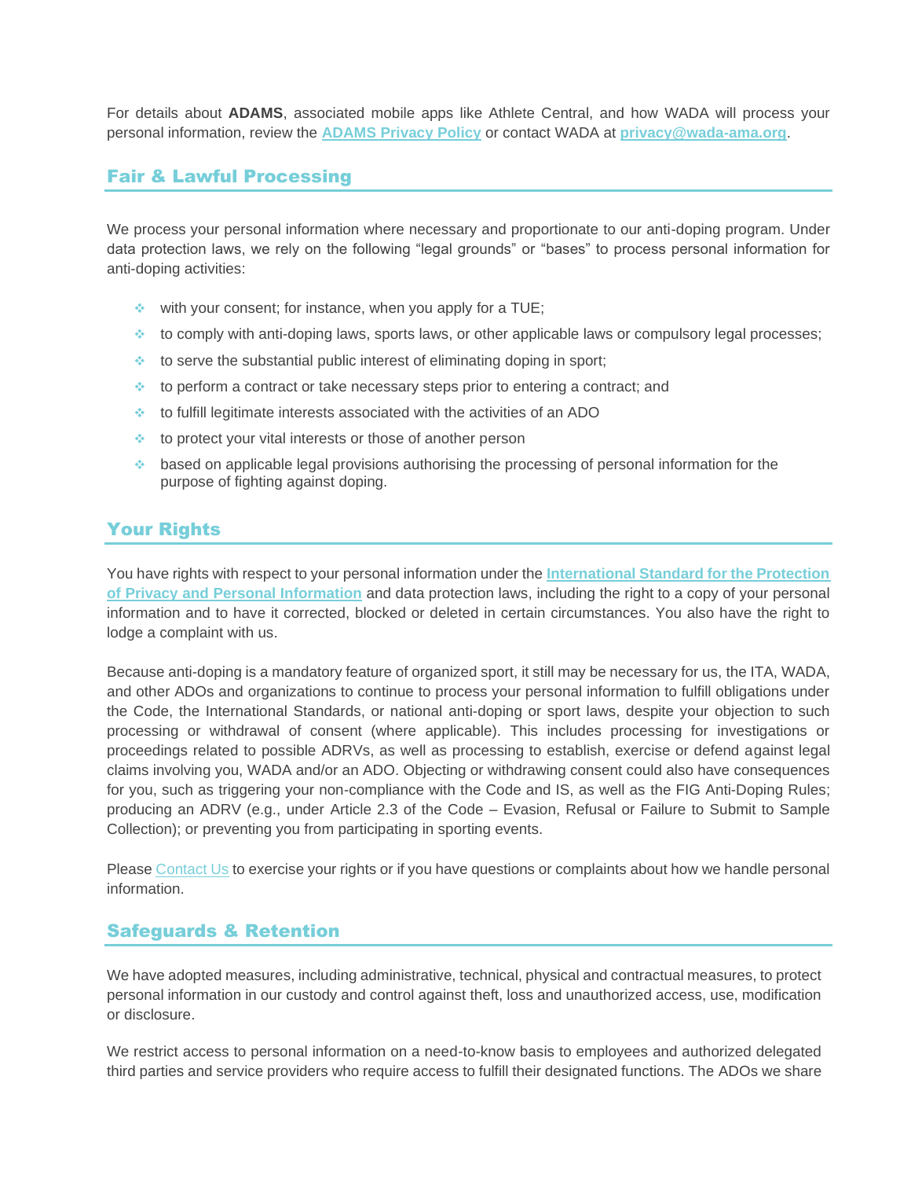For details about **ADAMS**, associated mobile apps like Athlete Central, and how WADA will process your personal information, review the [ADAMS Privacy Policy]() or contact WADA at [privacy@wada-ama.org]().

## Fair & Lawful Processing

We process your personal information where necessary and proportionate to our anti-doping program. Under data protection laws, we rely on the following "legal grounds" or "bases" to process personal information for anti-doping activities:

- with your consent; for instance, when you apply for a TUE;
- to comply with anti-doping laws, sports laws, or other applicable laws or compulsory legal processes;
- to serve the substantial public interest of eliminating doping in sport;
- to perform a contract or take necessary steps prior to entering a contract; and
- to fulfill legitimate interests associated with the activities of an ADO
- to protect your vital interests or those of another person
- based on applicable legal provisions authorising the processing of personal information for the purpose of fighting against doping.

## Your Rights

You have rights with respect to your personal information under the [International Standard for the Protection of Privacy and Personal Information]() and data protection laws, including the right to a copy of your personal information and to have it corrected, blocked or deleted in certain circumstances. You also have the right to lodge a complaint with us.

Because anti-doping is a mandatory feature of organized sport, it still may be necessary for us, the ITA, WADA, and other ADOs and organizations to continue to process your personal information to fulfill obligations under the Code, the International Standards, or national anti-doping or sport laws, despite your objection to such processing or withdrawal of consent (where applicable). This includes processing for investigations or proceedings related to possible ADRVs, as well as processing to establish, exercise or defend against legal claims involving you, WADA and/or an ADO. Objecting or withdrawing consent could also have consequences for you, such as triggering your non-compliance with the Code and IS, as well as the FIG Anti-Doping Rules; producing an ADRV (e.g., under Article 2.3 of the Code – Evasion, Refusal or Failure to Submit to Sample Collection); or preventing you from participating in sporting events.

Please [Contact Us]() to exercise your rights or if you have questions or complaints about how we handle personal information.

## Safeguards & Retention

We have adopted measures, including administrative, technical, physical and contractual measures, to protect personal information in our custody and control against theft, loss and unauthorized access, use, modification or disclosure.

We restrict access to personal information on a need-to-know basis to employees and authorized delegated third parties and service providers who require access to fulfill their designated functions. The ADOs we share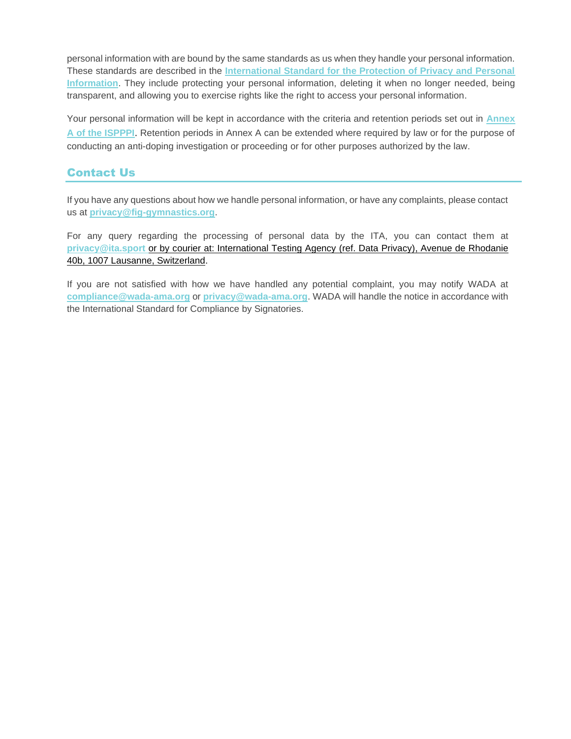personal information with are bound by the same standards as us when they handle your personal information. These standards are described in the **International Standard for the Protection of Privacy and Personal Information**. They include protecting your personal information, deleting it when no longer needed, being transparent, and allowing you to exercise rights like the right to access your personal information.

Your personal information will be kept in accordance with the criteria and retention periods set out in **Annex A of the ISPPPI**. Retention periods in Annex A can be extended where required by law or for the purpose of conducting an anti-doping investigation or proceeding or for other purposes authorized by the law.

## Contact Us

If you have any questions about how we handle personal information, or have any complaints, please contact us at **privacy@fig-gymnastics.org**.

For any query regarding the processing of personal data by the ITA, you can contact them at **privacy@ita.sport** or by courier at: International Testing Agency (ref. Data Privacy), Avenue de Rhodanie 40b, 1007 Lausanne, Switzerland.

If you are not satisfied with how we have handled any potential complaint, you may notify WADA at **compliance@wada-ama.org** or **privacy@wada-ama.org**. WADA will handle the notice in accordance with the International Standard for Compliance by Signatories.